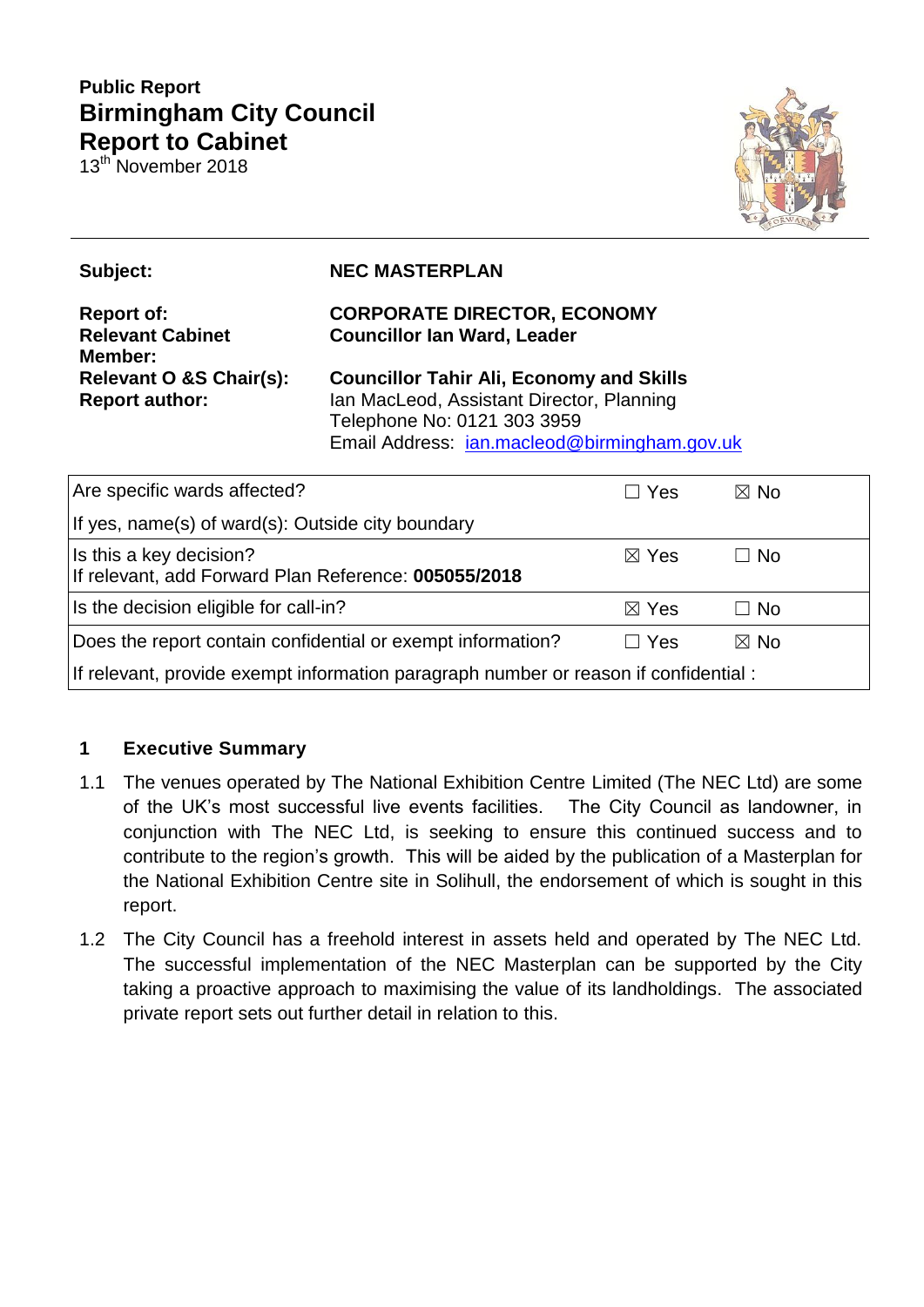**Public Report**

# Birmingham City Council
# Report to Cabinet

13th November 2018

| | |
|---|---|
| **Subject:** | **NEC MASTERPLAN** |
| **Report of:** | **CORPORATE DIRECTOR, ECONOMY** |
| **Relevant Cabinet Member:** | **Councillor Ian Ward, Leader** |
| **Relevant O &S Chair(s):** | **Councillor Tahir Ali, Economy and Skills** |
| **Report author:** | Ian MacLeod, Assistant Director, Planning<br>Telephone No: 0121 303 3959<br>Email Address: ian.macleod@birmingham.gov.uk |

| | | |
|---|---|---|
| Are specific wards affected? | ☐ Yes | ☒ No |
| If yes, name(s) of ward(s): Outside city boundary | | |
| Is this a key decision?<br>If relevant, add Forward Plan Reference: **005055/2018** | ☒ Yes | ☐ No |
| Is the decision eligible for call-in? | ☒ Yes | ☐ No |
| Does the report contain confidential or exempt information? | ☐ Yes | ☒ No |
| If relevant, provide exempt information paragraph number or reason if confidential : | | |

## 1 Executive Summary

1.1 The venues operated by The National Exhibition Centre Limited (The NEC Ltd) are some of the UK's most successful live events facilities. The City Council as landowner, in conjunction with The NEC Ltd, is seeking to ensure this continued success and to contribute to the region's growth. This will be aided by the publication of a Masterplan for the National Exhibition Centre site in Solihull, the endorsement of which is sought in this report.

1.2 The City Council has a freehold interest in assets held and operated by The NEC Ltd. The successful implementation of the NEC Masterplan can be supported by the City taking a proactive approach to maximising the value of its landholdings. The associated private report sets out further detail in relation to this.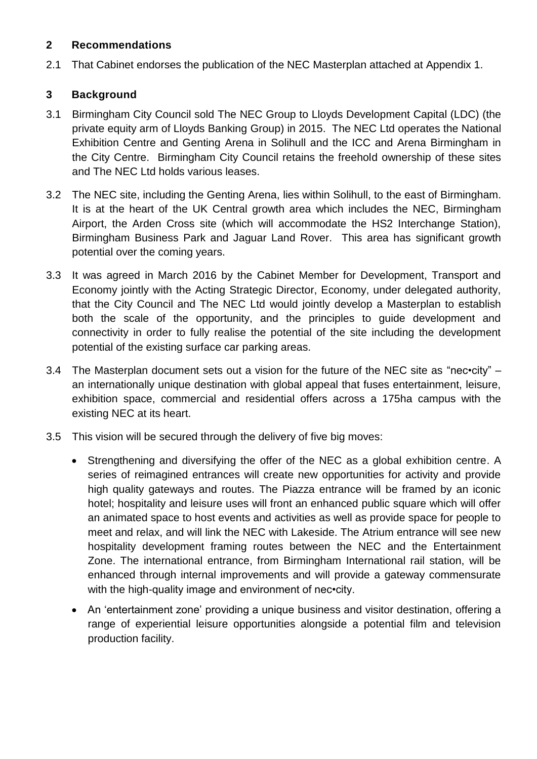## 2 Recommendations

2.1 That Cabinet endorses the publication of the NEC Masterplan attached at Appendix 1.

## 3 Background

3.1 Birmingham City Council sold The NEC Group to Lloyds Development Capital (LDC) (the private equity arm of Lloyds Banking Group) in 2015. The NEC Ltd operates the National Exhibition Centre and Genting Arena in Solihull and the ICC and Arena Birmingham in the City Centre. Birmingham City Council retains the freehold ownership of these sites and The NEC Ltd holds various leases.

3.2 The NEC site, including the Genting Arena, lies within Solihull, to the east of Birmingham. It is at the heart of the UK Central growth area which includes the NEC, Birmingham Airport, the Arden Cross site (which will accommodate the HS2 Interchange Station), Birmingham Business Park and Jaguar Land Rover. This area has significant growth potential over the coming years.

3.3 It was agreed in March 2016 by the Cabinet Member for Development, Transport and Economy jointly with the Acting Strategic Director, Economy, under delegated authority, that the City Council and The NEC Ltd would jointly develop a Masterplan to establish both the scale of the opportunity, and the principles to guide development and connectivity in order to fully realise the potential of the site including the development potential of the existing surface car parking areas.

3.4 The Masterplan document sets out a vision for the future of the NEC site as "nec•city" – an internationally unique destination with global appeal that fuses entertainment, leisure, exhibition space, commercial and residential offers across a 175ha campus with the existing NEC at its heart.

3.5 This vision will be secured through the delivery of five big moves:

- Strengthening and diversifying the offer of the NEC as a global exhibition centre. A series of reimagined entrances will create new opportunities for activity and provide high quality gateways and routes. The Piazza entrance will be framed by an iconic hotel; hospitality and leisure uses will front an enhanced public square which will offer an animated space to host events and activities as well as provide space for people to meet and relax, and will link the NEC with Lakeside. The Atrium entrance will see new hospitality development framing routes between the NEC and the Entertainment Zone. The international entrance, from Birmingham International rail station, will be enhanced through internal improvements and will provide a gateway commensurate with the high-quality image and environment of nec•city.
- An 'entertainment zone' providing a unique business and visitor destination, offering a range of experiential leisure opportunities alongside a potential film and television production facility.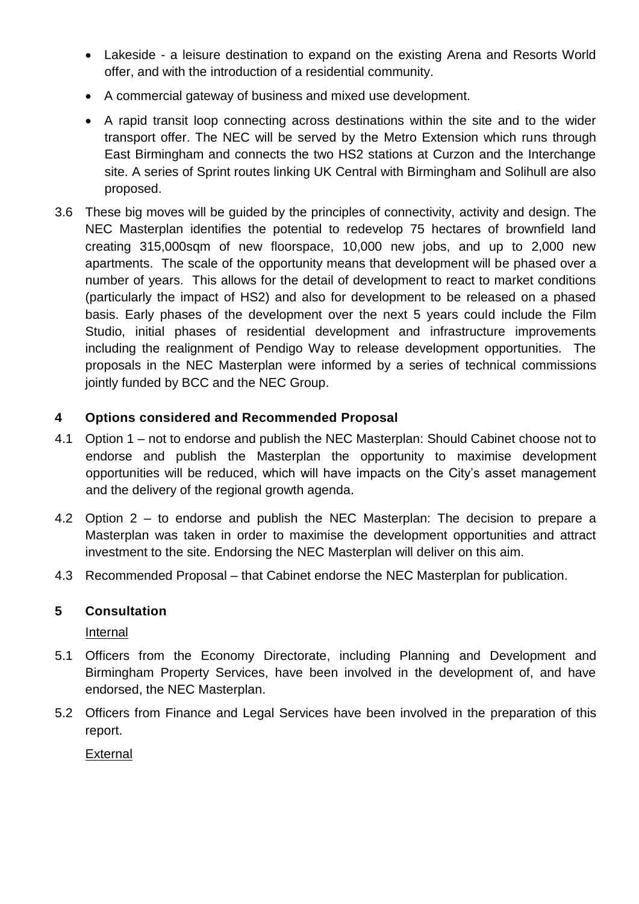- Lakeside - a leisure destination to expand on the existing Arena and Resorts World offer, and with the introduction of a residential community.
- A commercial gateway of business and mixed use development.
- A rapid transit loop connecting across destinations within the site and to the wider transport offer. The NEC will be served by the Metro Extension which runs through East Birmingham and connects the two HS2 stations at Curzon and the Interchange site. A series of Sprint routes linking UK Central with Birmingham and Solihull are also proposed.

3.6 These big moves will be guided by the principles of connectivity, activity and design. The NEC Masterplan identifies the potential to redevelop 75 hectares of brownfield land creating 315,000sqm of new floorspace, 10,000 new jobs, and up to 2,000 new apartments. The scale of the opportunity means that development will be phased over a number of years. This allows for the detail of development to react to market conditions (particularly the impact of HS2) and also for development to be released on a phased basis. Early phases of the development over the next 5 years could include the Film Studio, initial phases of residential development and infrastructure improvements including the realignment of Pendigo Way to release development opportunities. The proposals in the NEC Masterplan were informed by a series of technical commissions jointly funded by BCC and the NEC Group.

## 4 Options considered and Recommended Proposal

4.1 Option 1 – not to endorse and publish the NEC Masterplan: Should Cabinet choose not to endorse and publish the Masterplan the opportunity to maximise development opportunities will be reduced, which will have impacts on the City's asset management and the delivery of the regional growth agenda.

4.2 Option 2 – to endorse and publish the NEC Masterplan: The decision to prepare a Masterplan was taken in order to maximise the development opportunities and attract investment to the site. Endorsing the NEC Masterplan will deliver on this aim.

4.3 Recommended Proposal – that Cabinet endorse the NEC Masterplan for publication.

## 5 Consultation

Internal

5.1 Officers from the Economy Directorate, including Planning and Development and Birmingham Property Services, have been involved in the development of, and have endorsed, the NEC Masterplan.

5.2 Officers from Finance and Legal Services have been involved in the preparation of this report.

External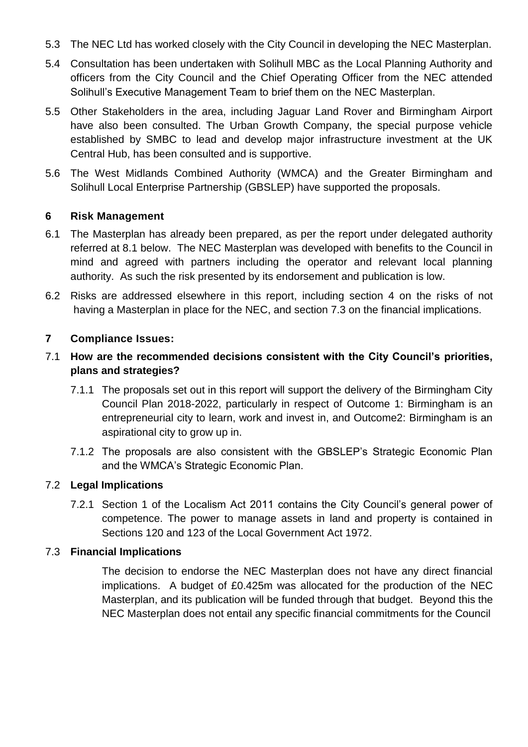5.3 The NEC Ltd has worked closely with the City Council in developing the NEC Masterplan.

5.4 Consultation has been undertaken with Solihull MBC as the Local Planning Authority and officers from the City Council and the Chief Operating Officer from the NEC attended Solihull's Executive Management Team to brief them on the NEC Masterplan.

5.5 Other Stakeholders in the area, including Jaguar Land Rover and Birmingham Airport have also been consulted. The Urban Growth Company, the special purpose vehicle established by SMBC to lead and develop major infrastructure investment at the UK Central Hub, has been consulted and is supportive.

5.6 The West Midlands Combined Authority (WMCA) and the Greater Birmingham and Solihull Local Enterprise Partnership (GBSLEP) have supported the proposals.

## 6 Risk Management

6.1 The Masterplan has already been prepared, as per the report under delegated authority referred at 8.1 below. The NEC Masterplan was developed with benefits to the Council in mind and agreed with partners including the operator and relevant local planning authority. As such the risk presented by its endorsement and publication is low.

6.2 Risks are addressed elsewhere in this report, including section 4 on the risks of not having a Masterplan in place for the NEC, and section 7.3 on the financial implications.

## 7 Compliance Issues:

### 7.1 How are the recommended decisions consistent with the City Council's priorities, plans and strategies?

7.1.1 The proposals set out in this report will support the delivery of the Birmingham City Council Plan 2018-2022, particularly in respect of Outcome 1: Birmingham is an entrepreneurial city to learn, work and invest in, and Outcome2: Birmingham is an aspirational city to grow up in.

7.1.2 The proposals are also consistent with the GBSLEP's Strategic Economic Plan and the WMCA's Strategic Economic Plan.

### 7.2 Legal Implications

7.2.1 Section 1 of the Localism Act 2011 contains the City Council's general power of competence. The power to manage assets in land and property is contained in Sections 120 and 123 of the Local Government Act 1972.

### 7.3 Financial Implications

The decision to endorse the NEC Masterplan does not have any direct financial implications. A budget of £0.425m was allocated for the production of the NEC Masterplan, and its publication will be funded through that budget. Beyond this the NEC Masterplan does not entail any specific financial commitments for the Council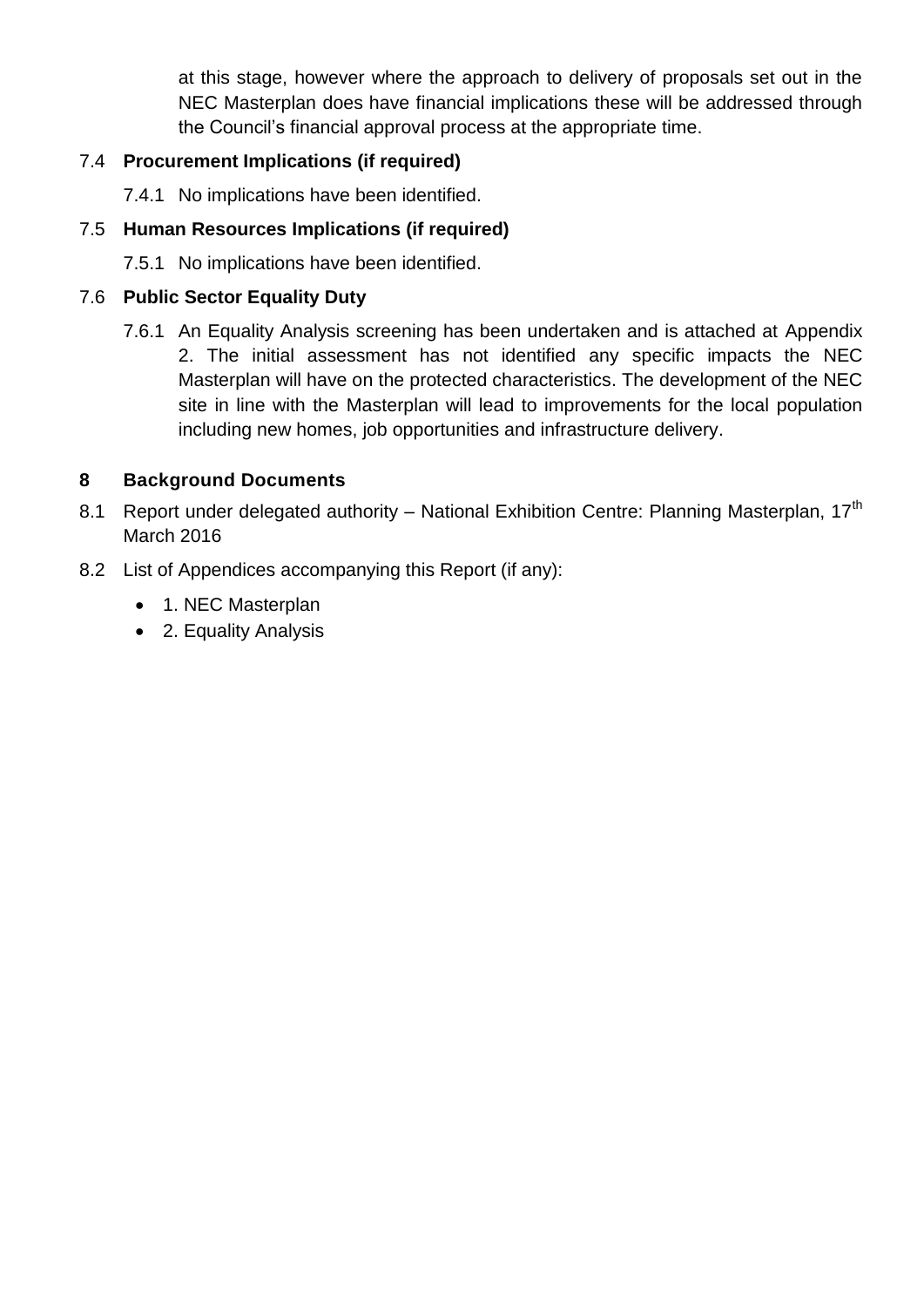at this stage, however where the approach to delivery of proposals set out in the NEC Masterplan does have financial implications these will be addressed through the Council's financial approval process at the appropriate time.

7.4 **Procurement Implications (if required)**

7.4.1 No implications have been identified.

7.5 **Human Resources Implications (if required)**

7.5.1 No implications have been identified.

7.6 **Public Sector Equality Duty**

7.6.1 An Equality Analysis screening has been undertaken and is attached at Appendix 2. The initial assessment has not identified any specific impacts the NEC Masterplan will have on the protected characteristics. The development of the NEC site in line with the Masterplan will lead to improvements for the local population including new homes, job opportunities and infrastructure delivery.

## 8 Background Documents

8.1 Report under delegated authority – National Exhibition Centre: Planning Masterplan, 17th March 2016

8.2 List of Appendices accompanying this Report (if any):

- 1. NEC Masterplan
- 2. Equality Analysis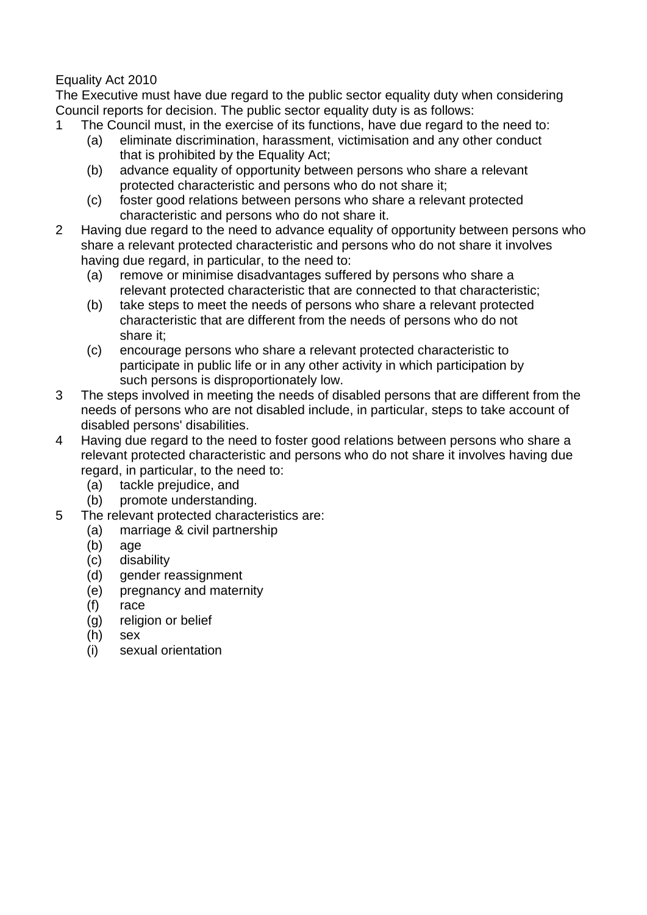Equality Act 2010

The Executive must have due regard to the public sector equality duty when considering Council reports for decision. The public sector equality duty is as follows:

1 The Council must, in the exercise of its functions, have due regard to the need to:
   - (a) eliminate discrimination, harassment, victimisation and any other conduct that is prohibited by the Equality Act;
   - (b) advance equality of opportunity between persons who share a relevant protected characteristic and persons who do not share it;
   - (c) foster good relations between persons who share a relevant protected characteristic and persons who do not share it.
2 Having due regard to the need to advance equality of opportunity between persons who share a relevant protected characteristic and persons who do not share it involves having due regard, in particular, to the need to:
   - (a) remove or minimise disadvantages suffered by persons who share a relevant protected characteristic that are connected to that characteristic;
   - (b) take steps to meet the needs of persons who share a relevant protected characteristic that are different from the needs of persons who do not share it;
   - (c) encourage persons who share a relevant protected characteristic to participate in public life or in any other activity in which participation by such persons is disproportionately low.
3 The steps involved in meeting the needs of disabled persons that are different from the needs of persons who are not disabled include, in particular, steps to take account of disabled persons' disabilities.
4 Having due regard to the need to foster good relations between persons who share a relevant protected characteristic and persons who do not share it involves having due regard, in particular, to the need to:
   - (a) tackle prejudice, and
   - (b) promote understanding.
5 The relevant protected characteristics are:
   - (a) marriage & civil partnership
   - (b) age
   - (c) disability
   - (d) gender reassignment
   - (e) pregnancy and maternity
   - (f) race
   - (g) religion or belief
   - (h) sex
   - (i) sexual orientation